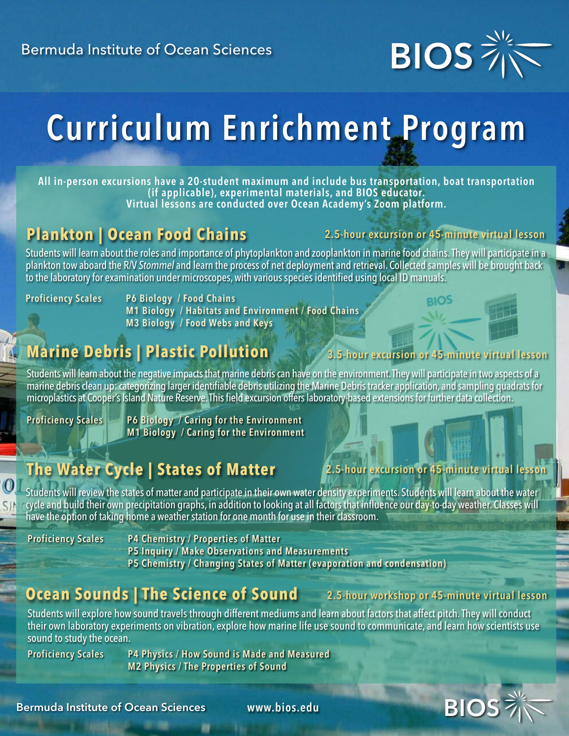Bermuda Institute of Ocean Sciences

# Curriculum Enrichment Program

**All in-person excursions have a 20-student maximum and include bus transportation, boat transportation (if applicable), experimental materials, and BIOS educator.
Virtual lessons are conducted over Ocean Academy's Zoom platform.**

## Plankton | Ocean Food Chains

**2.5-hour excursion or 45-minute virtual lesson**

Students will learn about the roles and importance of phytoplankton and zooplankton in marine food chains. They will participate in a plankton tow aboard the R/V *Stommel* and learn the process of net deployment and retrieval. Collected samples will be brought back to the laboratory for examination under microscopes, with various species identified using local ID manuals.

**Proficiency Scales**
- **P6 Biology / Food Chains**
- **M1 Biology / Habitats and Environment / Food Chains**
- **M3 Biology / Food Webs and Keys**

## Marine Debris | Plastic Pollution

**3.5-hour excursion or 45-minute virtual lesson**

Students will learn about the negative impacts that marine debris can have on the environment. They will participate in two aspects of a marine debris clean up: categorizing larger identifiable debris utilizing the Marine Debris tracker application, and sampling quadrats for microplastics at Cooper's Island Nature Reserve. This field excursion offers laboratory-based extensions for further data collection.

**Proficiency Scales**
- **P6 Biology / Caring for the Environment**
- **M1 Biology / Caring for the Environment**

## The Water Cycle | States of Matter

**2.5-hour excursion or 45-minute virtual lesson**

Students will review the states of matter and participate in their own water density experiments. Students will learn about the water cycle and build their own precipitation graphs, in addition to looking at all factors that influence our day-to-day weather. Classes will have the option of taking home a weather station for one month for use in their classroom.

**Proficiency Scales**
- **P4 Chemistry / Properties of Matter**
- **P5 Inquiry / Make Observations and Measurements**
- **P5 Chemistry / Changing States of Matter (evaporation and condensation)**

## Ocean Sounds | The Science of Sound

**2.5-hour workshop or 45-minute virtual lesson**

Students will explore how sound travels through different mediums and learn about factors that affect pitch. They will conduct their own laboratory experiments on vibration, explore how marine life use sound to communicate, and learn how scientists use sound to study the ocean.

**Proficiency Scales**
- **P4 Physics / How Sound is Made and Measured**
- **M2 Physics / The Properties of Sound**

Bermuda Institute of Ocean Sciences www.bios.edu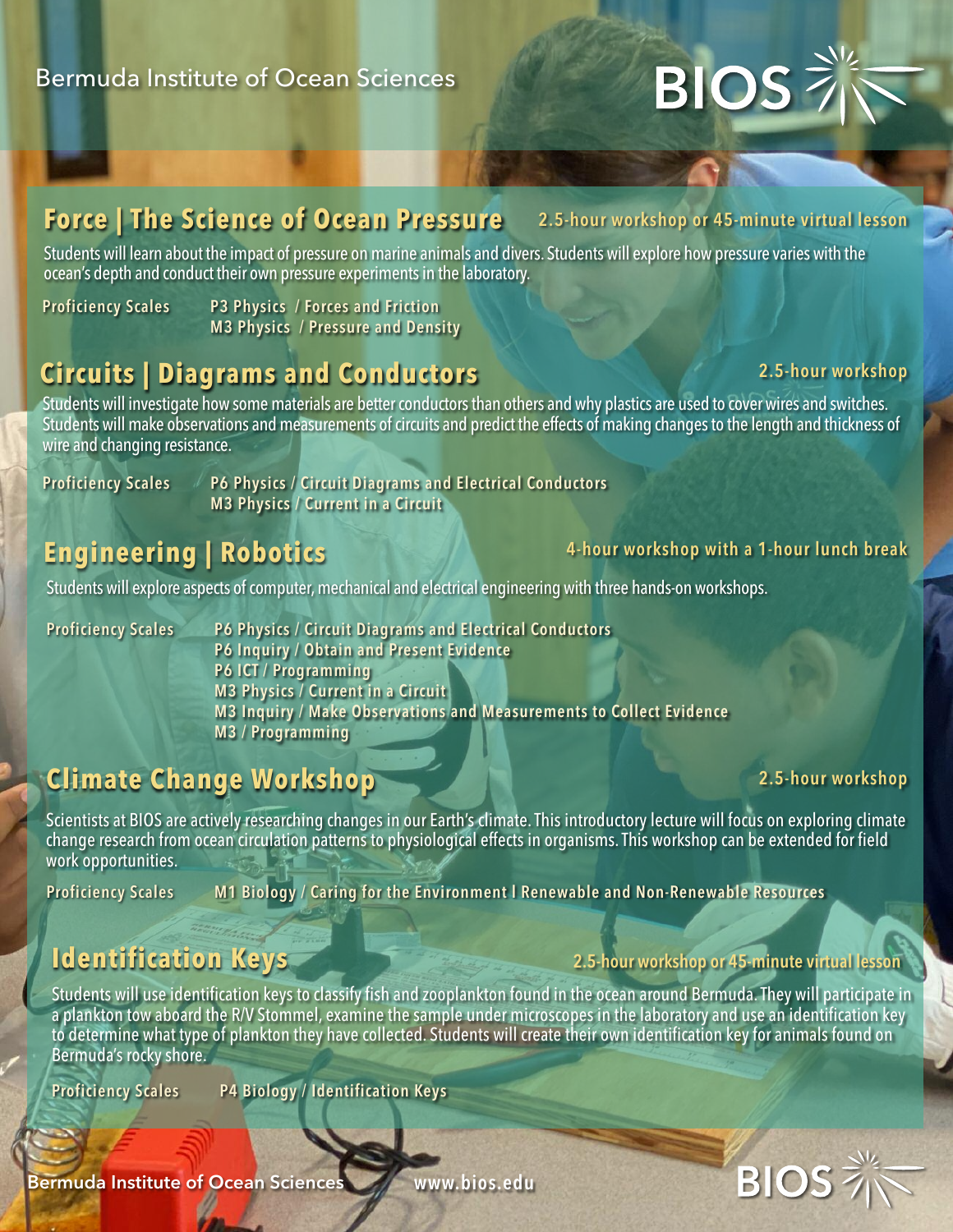## Force | The Science of Ocean Pressure

**2.5-hour workshop or 45-minute virtual lesson**

Students will learn about the impact of pressure on marine animals and divers. Students will explore how pressure varies with the ocean's depth and conduct their own pressure experiments in the laboratory.

**Proficiency Scales**
- P3 Physics / Forces and Friction
- M3 Physics / Pressure and Density

## Circuits | Diagrams and Conductors

**2.5-hour workshop**

Students will investigate how some materials are better conductors than others and why plastics are used to cover wires and switches. Students will make observations and measurements of circuits and predict the effects of making changes to the length and thickness of wire and changing resistance.

**Proficiency Scales**
- P6 Physics / Circuit Diagrams and Electrical Conductors
- M3 Physics / Current in a Circuit

## Engineering | Robotics

**4-hour workshop with a 1-hour lunch break**

Students will explore aspects of computer, mechanical and electrical engineering with three hands-on workshops.

**Proficiency Scales**
- P6 Physics / Circuit Diagrams and Electrical Conductors
- P6 Inquiry / Obtain and Present Evidence
- P6 ICT / Programming
- M3 Physics / Current in a Circuit
- M3 Inquiry / Make Observations and Measurements to Collect Evidence
- M3 / Programming

## Climate Change Workshop

**2.5-hour workshop**

Scientists at BIOS are actively researching changes in our Earth's climate. This introductory lecture will focus on exploring climate change research from ocean circulation patterns to physiological effects in organisms. This workshop can be extended for field work opportunities.

**Proficiency Scales**
- M1 Biology / Caring for the Environment I Renewable and Non-Renewable Resources

## Identification Keys

**2.5-hour workshop or 45-minute virtual lesson**

Students will use identification keys to classify fish and zooplankton found in the ocean around Bermuda. They will participate in a plankton tow aboard the R/V Stommel, examine the sample under microscopes in the laboratory and use an identification key to determine what type of plankton they have collected. Students will create their own identification key for animals found on Bermuda's rocky shore.

**Proficiency Scales**
- P4 Biology / Identification Keys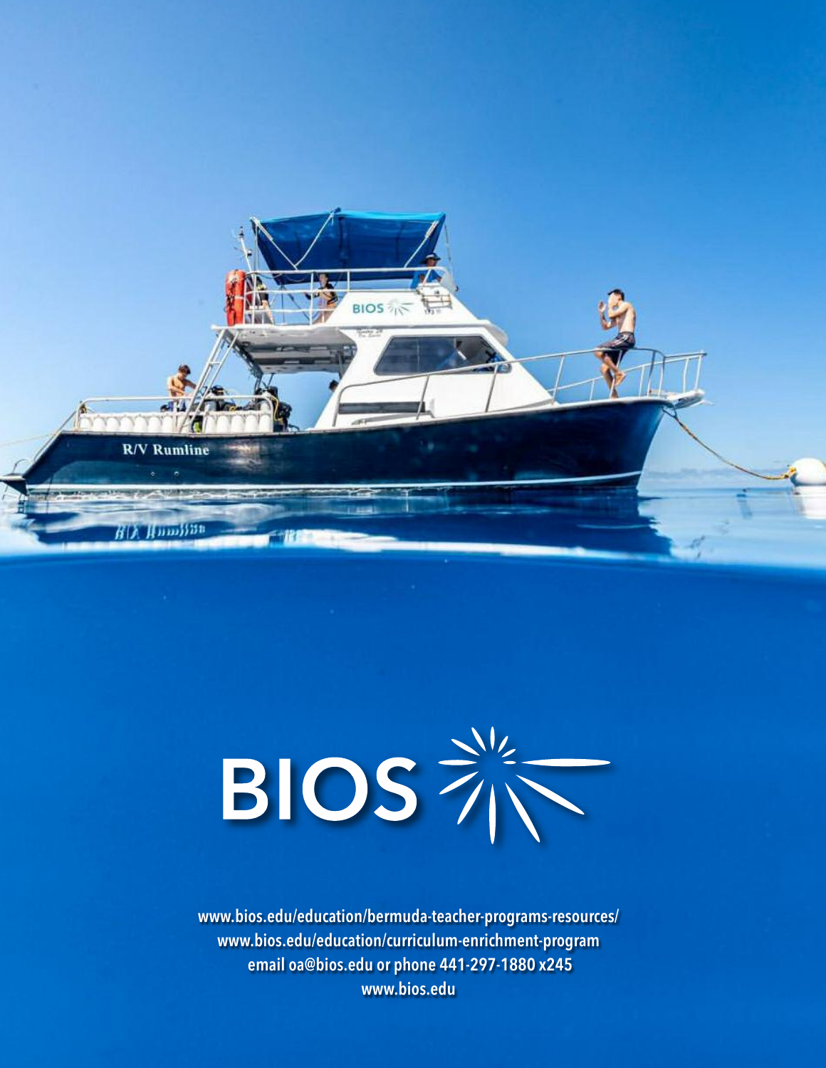BIOS

www.bios.edu/education/bermuda-teacher-programs-resources/
www.bios.edu/education/curriculum-enrichment-program
email oa@bios.edu or phone 441-297-1880 x245
www.bios.edu